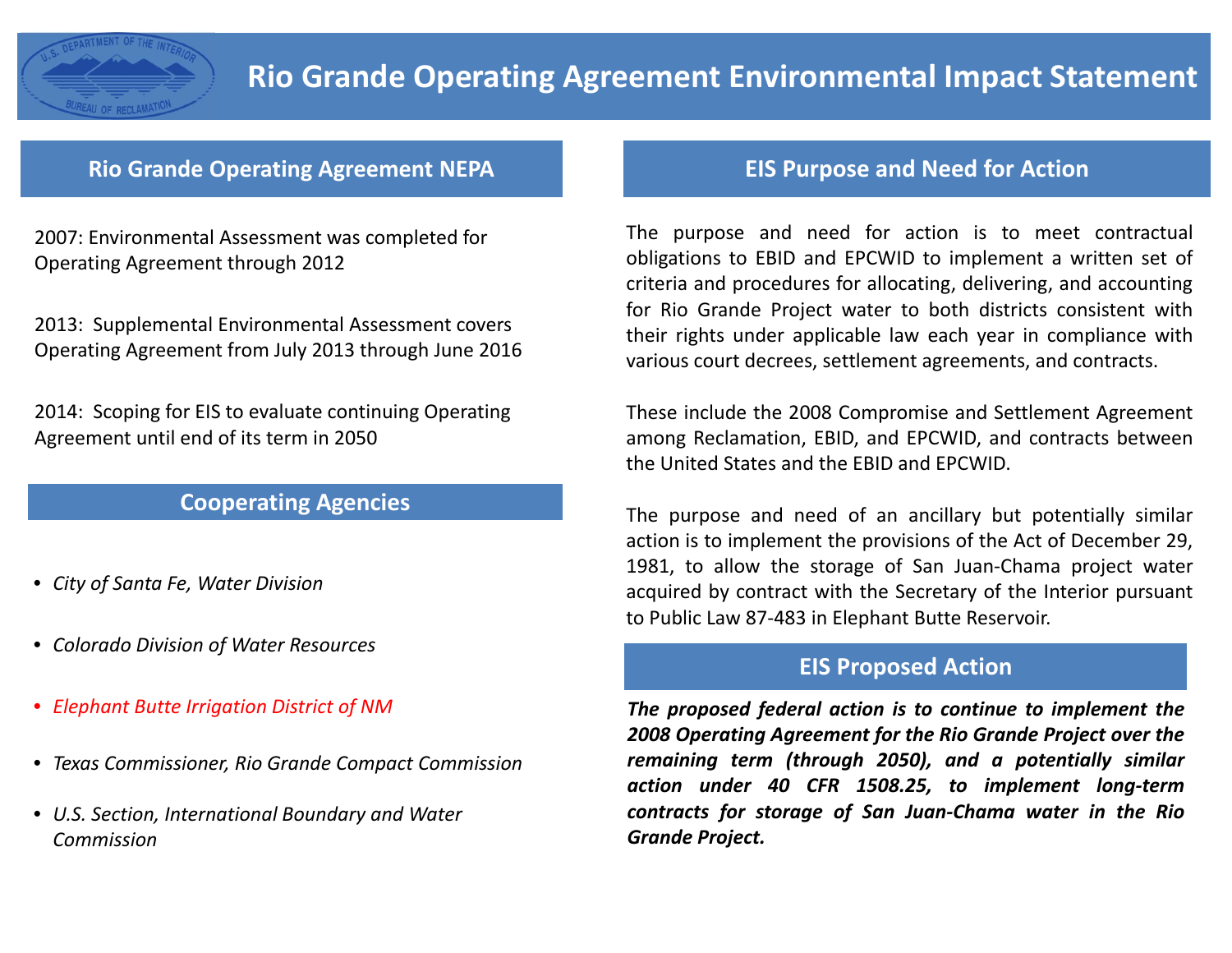# Rio Grande Operating Agreement Environmental Impact Statement

## Rio Grande Operating Agreement NEPA

2007: Environmental Assessment was completed for Operating Agreement through 2012

2013: Supplemental Environmental Assessment covers Operating Agreement from July 2013 through June 2016

2014: Scoping for EIS to evaluate continuing Operating Agreement until end of its term in 2050

## Cooperating Agencies

- *City of Santa Fe, Water Division*
- *Colorado Division of Water Resources*
- *Elephant Butte Irrigation District of NM*
- *Texas Commissioner, Rio Grande Compact Commission*
- *U.S. Section, International Boundary and Water Commission*

## EIS Purpose and Need for Action

The purpose and need for action is to meet contractual obligations to EBID and EPCWID to implement a written set of criteria and procedures for allocating, delivering, and accounting for Rio Grande Project water to both districts consistent with their rights under applicable law each year in compliance with various court decrees, settlement agreements, and contracts.

These include the 2008 Compromise and Settlement Agreement among Reclamation, EBID, and EPCWID, and contracts between the United States and the EBID and EPCWID.

The purpose and need of an ancillary but potentially similar action is to implement the provisions of the Act of December 29, 1981, to allow the storage of San Juan-Chama project water acquired by contract with the Secretary of the Interior pursuant to Public Law 87-483 in Elephant Butte Reservoir.

## EIS Proposed Action

***The proposed federal action is to continue to implement the 2008 Operating Agreement for the Rio Grande Project over the remaining term (through 2050), and a potentially similar action under 40 CFR 1508.25, to implement long-term contracts for storage of San Juan-Chama water in the Rio Grande Project.***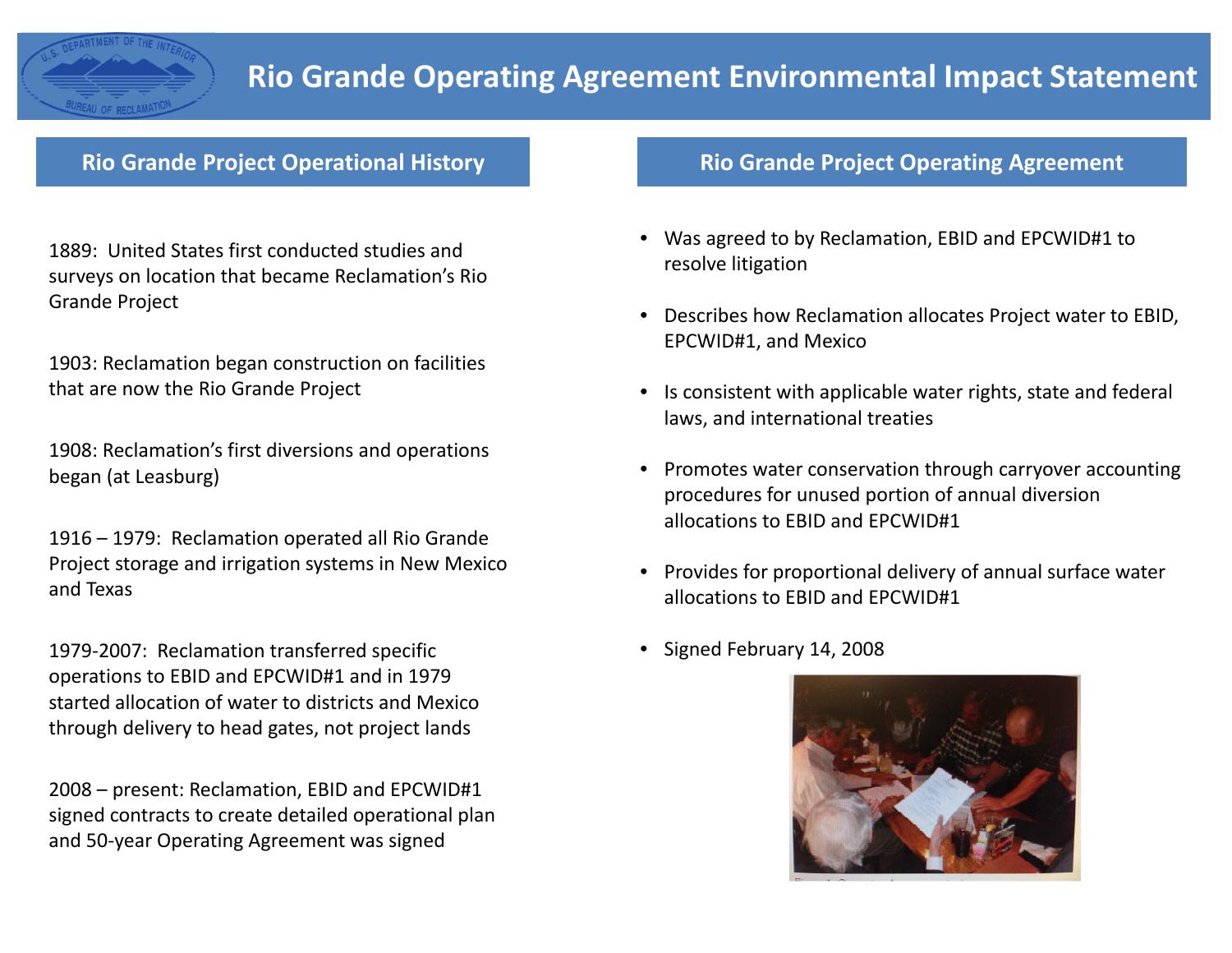# Rio Grande Operating Agreement Environmental Impact Statement

## Rio Grande Project Operational History

1889: United States first conducted studies and surveys on location that became Reclamation's Rio Grande Project

1903: Reclamation began construction on facilities that are now the Rio Grande Project

1908: Reclamation's first diversions and operations began (at Leasburg)

1916 – 1979: Reclamation operated all Rio Grande Project storage and irrigation systems in New Mexico and Texas

1979-2007: Reclamation transferred specific operations to EBID and EPCWID#1 and in 1979 started allocation of water to districts and Mexico through delivery to head gates, not project lands

2008 – present: Reclamation, EBID and EPCWID#1 signed contracts to create detailed operational plan and 50-year Operating Agreement was signed

## Rio Grande Project Operating Agreement

- Was agreed to by Reclamation, EBID and EPCWID#1 to resolve litigation
- Describes how Reclamation allocates Project water to EBID, EPCWID#1, and Mexico
- Is consistent with applicable water rights, state and federal laws, and international treaties
- Promotes water conservation through carryover accounting procedures for unused portion of annual diversion allocations to EBID and EPCWID#1
- Provides for proportional delivery of annual surface water allocations to EBID and EPCWID#1
- Signed February 14, 2008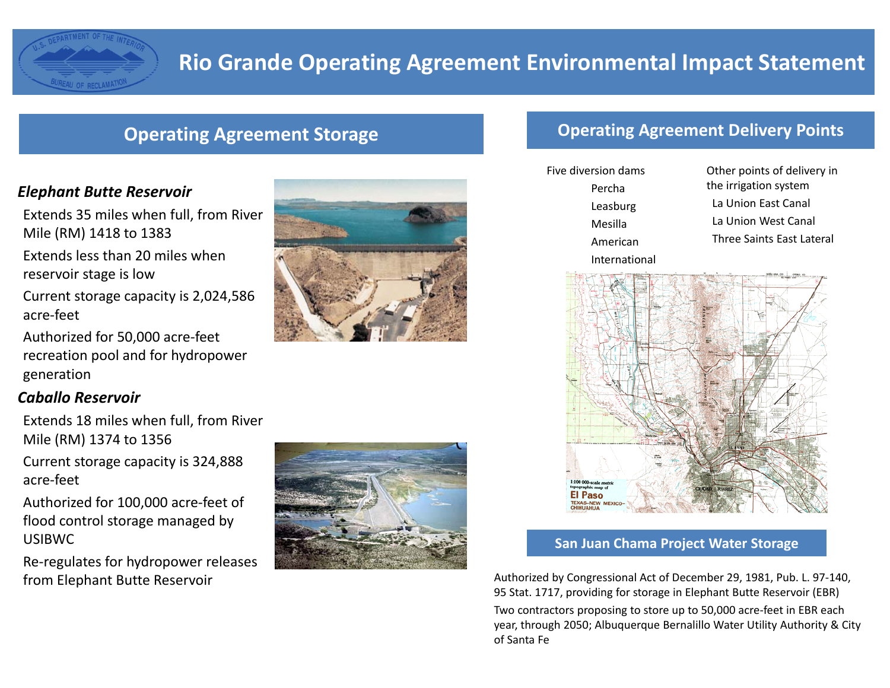# Rio Grande Operating Agreement Environmental Impact Statement

## Operating Agreement Storage

### *Elephant Butte Reservoir*

- Extends 35 miles when full, from River Mile (RM) 1418 to 1383
- Extends less than 20 miles when reservoir stage is low
- Current storage capacity is 2,024,586 acre-feet
- Authorized for 50,000 acre-feet recreation pool and for hydropower generation

### *Caballo Reservoir*

- Extends 18 miles when full, from River Mile (RM) 1374 to 1356
- Current storage capacity is 324,888 acre-feet
- Authorized for 100,000 acre-feet of flood control storage managed by USIBWC
- Re-regulates for hydropower releases from Elephant Butte Reservoir

## Operating Agreement Delivery Points

Five diversion dams

- Percha
- Leasburg
- Mesilla
- American
- International

Other points of delivery in the irrigation system

- La Union East Canal
- La Union West Canal
- Three Saints East Lateral

## San Juan Chama Project Water Storage

Authorized by Congressional Act of December 29, 1981, Pub. L. 97-140, 95 Stat. 1717, providing for storage in Elephant Butte Reservoir (EBR)

Two contractors proposing to store up to 50,000 acre-feet in EBR each year, through 2050; Albuquerque Bernalillo Water Utility Authority & City of Santa Fe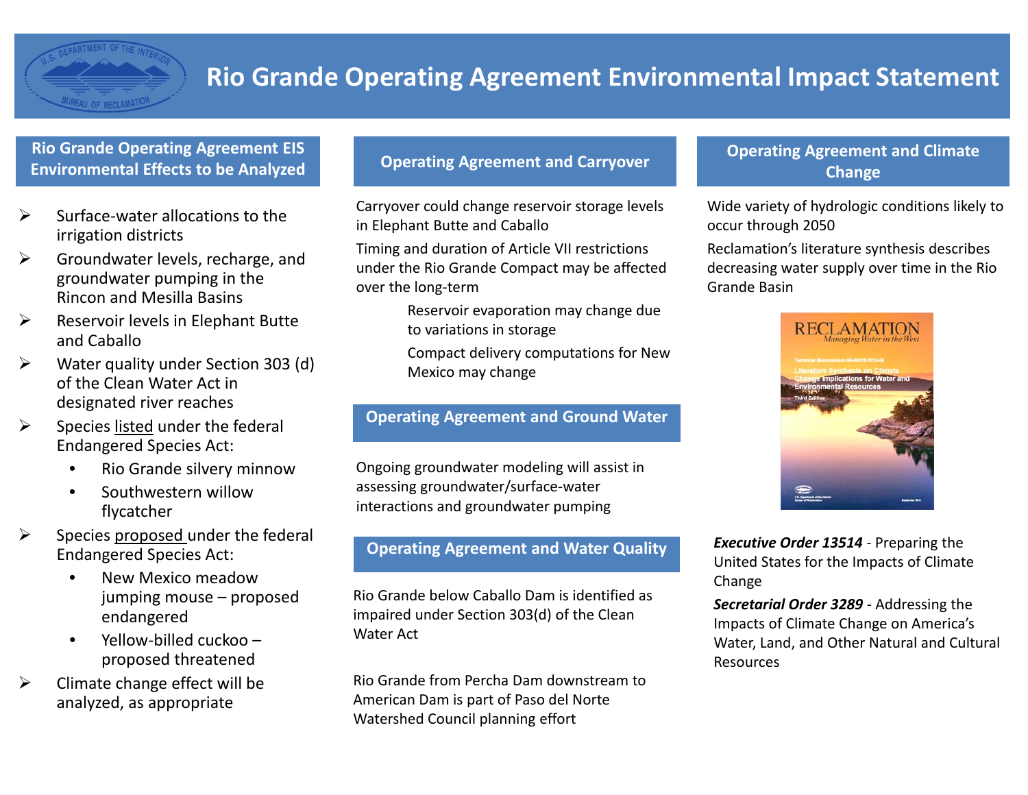# Rio Grande Operating Agreement Environmental Impact Statement

## Rio Grande Operating Agreement EIS Environmental Effects to be Analyzed

- Surface-water allocations to the irrigation districts
- Groundwater levels, recharge, and groundwater pumping in the Rincon and Mesilla Basins
- Reservoir levels in Elephant Butte and Caballo
- Water quality under Section 303 (d) of the Clean Water Act in designated river reaches
- Species listed under the federal Endangered Species Act:
  - Rio Grande silvery minnow
  - Southwestern willow flycatcher
- Species proposed under the federal Endangered Species Act:
  - New Mexico meadow jumping mouse – proposed endangered
  - Yellow-billed cuckoo – proposed threatened
- Climate change effect will be analyzed, as appropriate

## Operating Agreement and Carryover

Carryover could change reservoir storage levels in Elephant Butte and Caballo

Timing and duration of Article VII restrictions under the Rio Grande Compact may be affected over the long-term

Reservoir evaporation may change due to variations in storage

Compact delivery computations for New Mexico may change

## Operating Agreement and Ground Water

Ongoing groundwater modeling will assist in assessing groundwater/surface-water interactions and groundwater pumping

## Operating Agreement and Water Quality

Rio Grande below Caballo Dam is identified as impaired under Section 303(d) of the Clean Water Act

Rio Grande from Percha Dam downstream to American Dam is part of Paso del Norte Watershed Council planning effort

## Operating Agreement and Climate Change

Wide variety of hydrologic conditions likely to occur through 2050

Reclamation's literature synthesis describes decreasing water supply over time in the Rio Grande Basin

***Executive Order 13514*** - Preparing the United States for the Impacts of Climate Change

***Secretarial Order 3289*** - Addressing the Impacts of Climate Change on America's Water, Land, and Other Natural and Cultural Resources